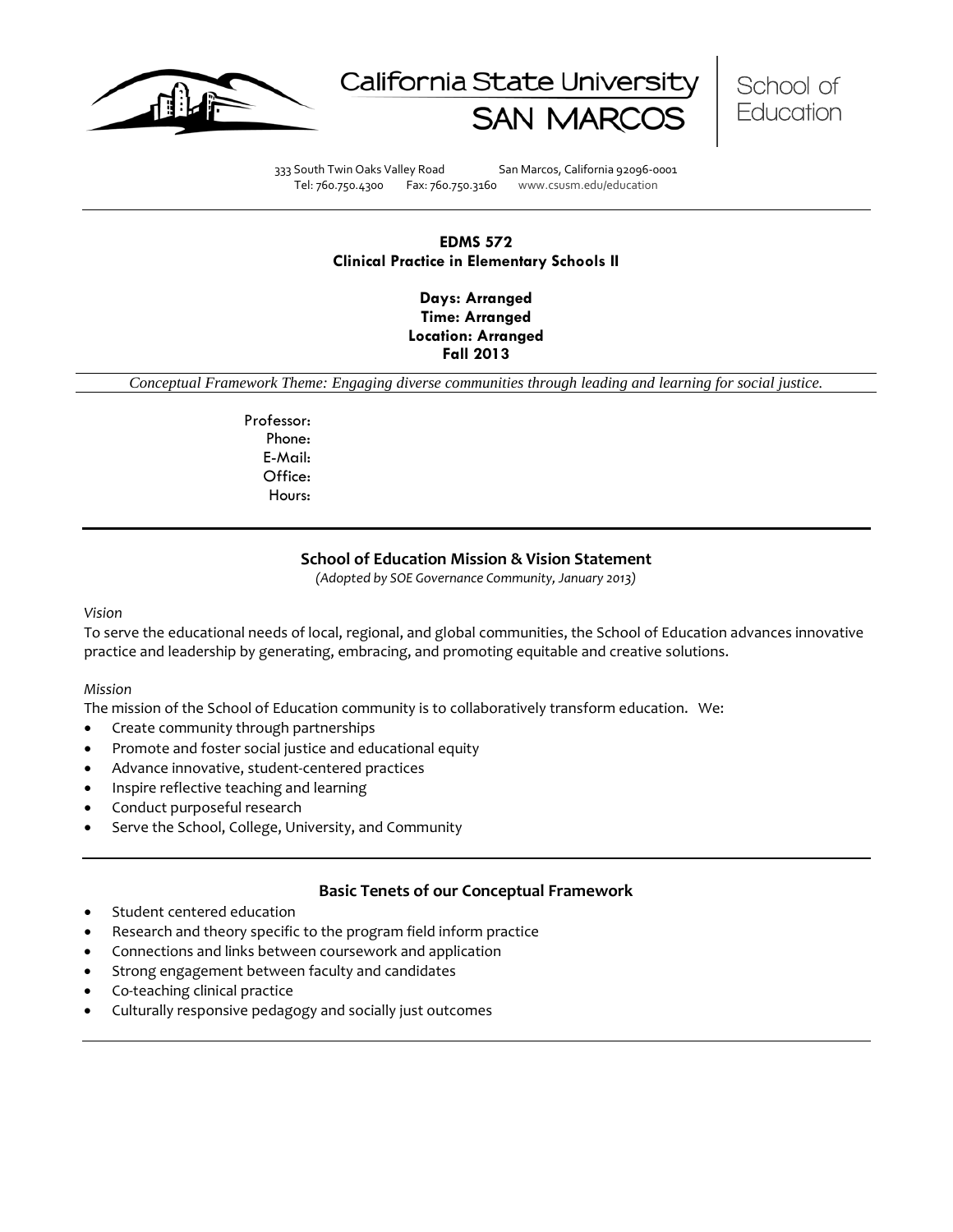California State University SAN MARCOS | School of Education

333 South Twin Oaks Valley Road San Marcos, California 92096-0001
Tel: 760.750.4300 Fax: 760.750.3160 www.csusm.edu/education

**EDMS 572**
**Clinical Practice in Elementary Schools II**

**Days: Arranged**
**Time: Arranged**
**Location: Arranged**
**Fall 2013**

*Conceptual Framework Theme: Engaging diverse communities through leading and learning for social justice.*

Professor:
Phone:
E-Mail:
Office:
Hours:

## School of Education Mission & Vision Statement

*(Adopted by SOE Governance Community, January 2013)*

*Vision*

To serve the educational needs of local, regional, and global communities, the School of Education advances innovative practice and leadership by generating, embracing, and promoting equitable and creative solutions.

*Mission*

The mission of the School of Education community is to collaboratively transform education. We:

- Create community through partnerships
- Promote and foster social justice and educational equity
- Advance innovative, student-centered practices
- Inspire reflective teaching and learning
- Conduct purposeful research
- Serve the School, College, University, and Community

## Basic Tenets of our Conceptual Framework

- Student centered education
- Research and theory specific to the program field inform practice
- Connections and links between coursework and application
- Strong engagement between faculty and candidates
- Co-teaching clinical practice
- Culturally responsive pedagogy and socially just outcomes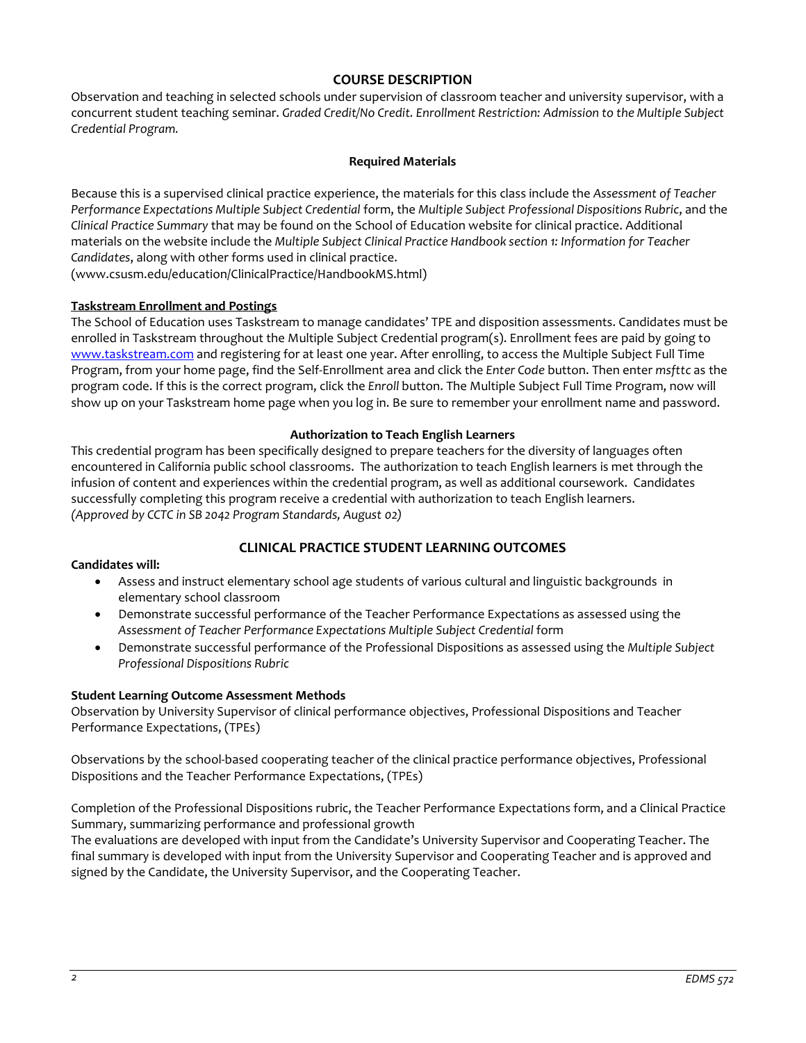## COURSE DESCRIPTION

Observation and teaching in selected schools under supervision of classroom teacher and university supervisor, with a concurrent student teaching seminar. *Graded Credit/No Credit. Enrollment Restriction: Admission to the Multiple Subject Credential Program.*

### Required Materials

Because this is a supervised clinical practice experience, the materials for this class include the *Assessment of Teacher Performance Expectations Multiple Subject Credential* form, the *Multiple Subject Professional Dispositions Rubric*, and the *Clinical Practice Summary* that may be found on the School of Education website for clinical practice. Additional materials on the website include the *Multiple Subject Clinical Practice Handbook section 1: Information for Teacher Candidates*, along with other forms used in clinical practice.
(www.csusm.edu/education/ClinicalPractice/HandbookMS.html)

**Taskstream Enrollment and Postings**

The School of Education uses Taskstream to manage candidates' TPE and disposition assessments. Candidates must be enrolled in Taskstream throughout the Multiple Subject Credential program(s). Enrollment fees are paid by going to www.taskstream.com and registering for at least one year. After enrolling, to access the Multiple Subject Full Time Program, from your home page, find the Self-Enrollment area and click the *Enter Code* button. Then enter *msfttc* as the program code. If this is the correct program, click the *Enroll* button. The Multiple Subject Full Time Program, now will show up on your Taskstream home page when you log in. Be sure to remember your enrollment name and password.

### Authorization to Teach English Learners

This credential program has been specifically designed to prepare teachers for the diversity of languages often encountered in California public school classrooms. The authorization to teach English learners is met through the infusion of content and experiences within the credential program, as well as additional coursework. Candidates successfully completing this program receive a credential with authorization to teach English learners.
*(Approved by CCTC in SB 2042 Program Standards, August 02)*

## CLINICAL PRACTICE STUDENT LEARNING OUTCOMES

**Candidates will:**

- Assess and instruct elementary school age students of various cultural and linguistic backgrounds in elementary school classroom
- Demonstrate successful performance of the Teacher Performance Expectations as assessed using the *Assessment of Teacher Performance Expectations Multiple Subject Credential* form
- Demonstrate successful performance of the Professional Dispositions as assessed using the *Multiple Subject Professional Dispositions Rubric*

**Student Learning Outcome Assessment Methods**

Observation by University Supervisor of clinical performance objectives, Professional Dispositions and Teacher Performance Expectations, (TPEs)

Observations by the school-based cooperating teacher of the clinical practice performance objectives, Professional Dispositions and the Teacher Performance Expectations, (TPEs)

Completion of the Professional Dispositions rubric, the Teacher Performance Expectations form, and a Clinical Practice Summary, summarizing performance and professional growth
The evaluations are developed with input from the Candidate's University Supervisor and Cooperating Teacher. The final summary is developed with input from the University Supervisor and Cooperating Teacher and is approved and signed by the Candidate, the University Supervisor, and the Cooperating Teacher.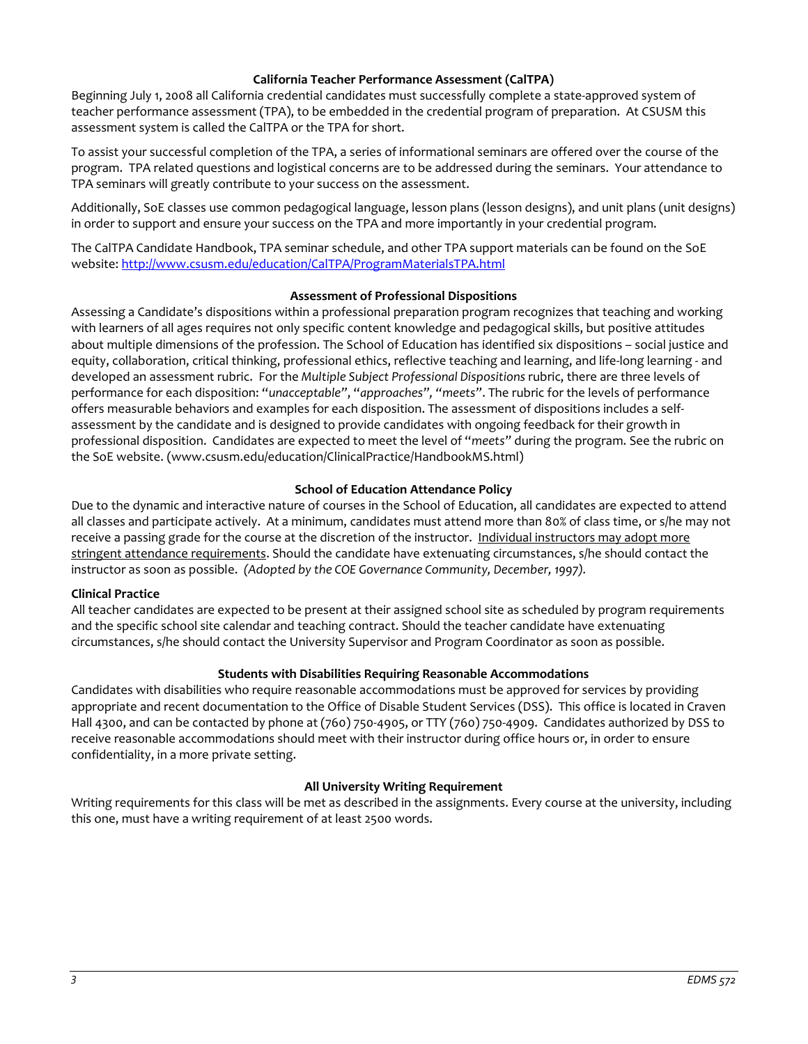### California Teacher Performance Assessment (CalTPA)

Beginning July 1, 2008 all California credential candidates must successfully complete a state-approved system of teacher performance assessment (TPA), to be embedded in the credential program of preparation. At CSUSM this assessment system is called the CalTPA or the TPA for short.

To assist your successful completion of the TPA, a series of informational seminars are offered over the course of the program. TPA related questions and logistical concerns are to be addressed during the seminars. Your attendance to TPA seminars will greatly contribute to your success on the assessment.

Additionally, SoE classes use common pedagogical language, lesson plans (lesson designs), and unit plans (unit designs) in order to support and ensure your success on the TPA and more importantly in your credential program.

The CalTPA Candidate Handbook, TPA seminar schedule, and other TPA support materials can be found on the SoE website: http://www.csusm.edu/education/CalTPA/ProgramMaterialsTPA.html

### Assessment of Professional Dispositions

Assessing a Candidate's dispositions within a professional preparation program recognizes that teaching and working with learners of all ages requires not only specific content knowledge and pedagogical skills, but positive attitudes about multiple dimensions of the profession. The School of Education has identified six dispositions – social justice and equity, collaboration, critical thinking, professional ethics, reflective teaching and learning, and life-long learning - and developed an assessment rubric. For the *Multiple Subject Professional Dispositions* rubric, there are three levels of performance for each disposition: "*unacceptable*", "*approaches*", "*meets*". The rubric for the levels of performance offers measurable behaviors and examples for each disposition. The assessment of dispositions includes a self-assessment by the candidate and is designed to provide candidates with ongoing feedback for their growth in professional disposition. Candidates are expected to meet the level of "*meets*" during the program. See the rubric on the SoE website. (www.csusm.edu/education/ClinicalPractice/HandbookMS.html)

### School of Education Attendance Policy

Due to the dynamic and interactive nature of courses in the School of Education, all candidates are expected to attend all classes and participate actively. At a minimum, candidates must attend more than 80% of class time, or s/he may not receive a passing grade for the course at the discretion of the instructor. Individual instructors may adopt more stringent attendance requirements. Should the candidate have extenuating circumstances, s/he should contact the instructor as soon as possible. *(Adopted by the COE Governance Community, December, 1997).*

**Clinical Practice**

All teacher candidates are expected to be present at their assigned school site as scheduled by program requirements and the specific school site calendar and teaching contract. Should the teacher candidate have extenuating circumstances, s/he should contact the University Supervisor and Program Coordinator as soon as possible.

### Students with Disabilities Requiring Reasonable Accommodations

Candidates with disabilities who require reasonable accommodations must be approved for services by providing appropriate and recent documentation to the Office of Disable Student Services (DSS). This office is located in Craven Hall 4300, and can be contacted by phone at (760) 750-4905, or TTY (760) 750-4909. Candidates authorized by DSS to receive reasonable accommodations should meet with their instructor during office hours or, in order to ensure confidentiality, in a more private setting.

### All University Writing Requirement

Writing requirements for this class will be met as described in the assignments. Every course at the university, including this one, must have a writing requirement of at least 2500 words.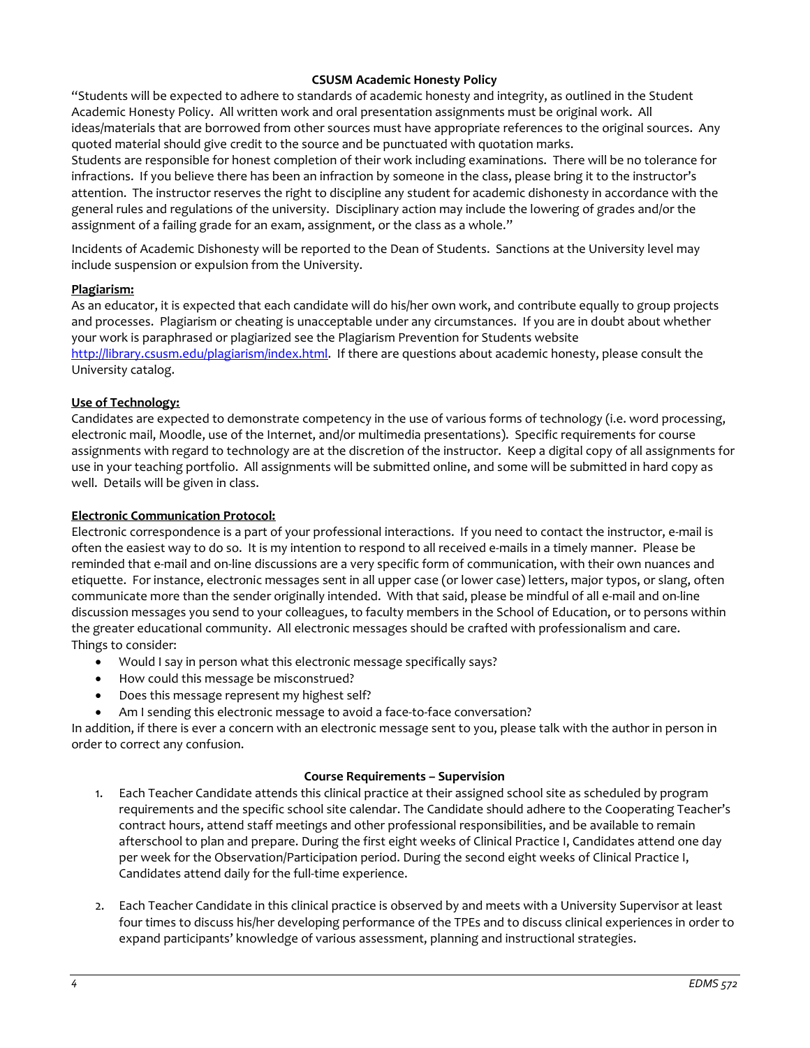### CSUSM Academic Honesty Policy

"Students will be expected to adhere to standards of academic honesty and integrity, as outlined in the Student Academic Honesty Policy. All written work and oral presentation assignments must be original work. All ideas/materials that are borrowed from other sources must have appropriate references to the original sources. Any quoted material should give credit to the source and be punctuated with quotation marks.
Students are responsible for honest completion of their work including examinations. There will be no tolerance for infractions. If you believe there has been an infraction by someone in the class, please bring it to the instructor's attention. The instructor reserves the right to discipline any student for academic dishonesty in accordance with the general rules and regulations of the university. Disciplinary action may include the lowering of grades and/or the assignment of a failing grade for an exam, assignment, or the class as a whole."

Incidents of Academic Dishonesty will be reported to the Dean of Students. Sanctions at the University level may include suspension or expulsion from the University.

**Plagiarism:**

As an educator, it is expected that each candidate will do his/her own work, and contribute equally to group projects and processes. Plagiarism or cheating is unacceptable under any circumstances. If you are in doubt about whether your work is paraphrased or plagiarized see the Plagiarism Prevention for Students website http://library.csusm.edu/plagiarism/index.html. If there are questions about academic honesty, please consult the University catalog.

**Use of Technology:**

Candidates are expected to demonstrate competency in the use of various forms of technology (i.e. word processing, electronic mail, Moodle, use of the Internet, and/or multimedia presentations). Specific requirements for course assignments with regard to technology are at the discretion of the instructor. Keep a digital copy of all assignments for use in your teaching portfolio. All assignments will be submitted online, and some will be submitted in hard copy as well. Details will be given in class.

**Electronic Communication Protocol:**

Electronic correspondence is a part of your professional interactions. If you need to contact the instructor, e-mail is often the easiest way to do so. It is my intention to respond to all received e-mails in a timely manner. Please be reminded that e-mail and on-line discussions are a very specific form of communication, with their own nuances and etiquette. For instance, electronic messages sent in all upper case (or lower case) letters, major typos, or slang, often communicate more than the sender originally intended. With that said, please be mindful of all e-mail and on-line discussion messages you send to your colleagues, to faculty members in the School of Education, or to persons within the greater educational community. All electronic messages should be crafted with professionalism and care.
Things to consider:

- Would I say in person what this electronic message specifically says?
- How could this message be misconstrued?
- Does this message represent my highest self?
- Am I sending this electronic message to avoid a face-to-face conversation?

In addition, if there is ever a concern with an electronic message sent to you, please talk with the author in person in order to correct any confusion.

### Course Requirements – Supervision

1. Each Teacher Candidate attends this clinical practice at their assigned school site as scheduled by program requirements and the specific school site calendar. The Candidate should adhere to the Cooperating Teacher's contract hours, attend staff meetings and other professional responsibilities, and be available to remain afterschool to plan and prepare. During the first eight weeks of Clinical Practice I, Candidates attend one day per week for the Observation/Participation period. During the second eight weeks of Clinical Practice I, Candidates attend daily for the full-time experience.

2. Each Teacher Candidate in this clinical practice is observed by and meets with a University Supervisor at least four times to discuss his/her developing performance of the TPEs and to discuss clinical experiences in order to expand participants' knowledge of various assessment, planning and instructional strategies.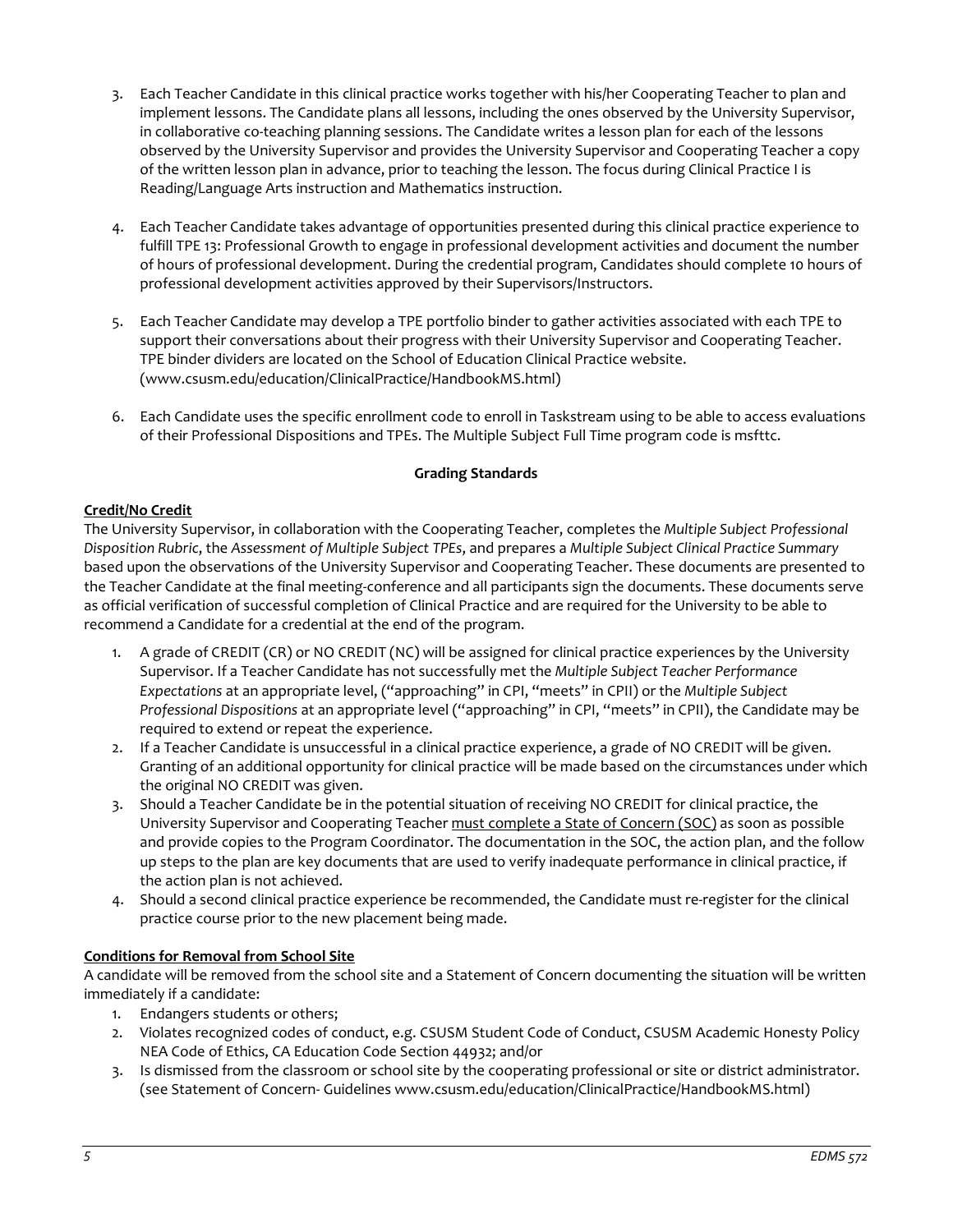3. Each Teacher Candidate in this clinical practice works together with his/her Cooperating Teacher to plan and implement lessons. The Candidate plans all lessons, including the ones observed by the University Supervisor, in collaborative co-teaching planning sessions. The Candidate writes a lesson plan for each of the lessons observed by the University Supervisor and provides the University Supervisor and Cooperating Teacher a copy of the written lesson plan in advance, prior to teaching the lesson. The focus during Clinical Practice I is Reading/Language Arts instruction and Mathematics instruction.

4. Each Teacher Candidate takes advantage of opportunities presented during this clinical practice experience to fulfill TPE 13: Professional Growth to engage in professional development activities and document the number of hours of professional development. During the credential program, Candidates should complete 10 hours of professional development activities approved by their Supervisors/Instructors.

5. Each Teacher Candidate may develop a TPE portfolio binder to gather activities associated with each TPE to support their conversations about their progress with their University Supervisor and Cooperating Teacher. TPE binder dividers are located on the School of Education Clinical Practice website. (www.csusm.edu/education/ClinicalPractice/HandbookMS.html)

6. Each Candidate uses the specific enrollment code to enroll in Taskstream using to be able to access evaluations of their Professional Dispositions and TPEs. The Multiple Subject Full Time program code is msfttc.

## Grading Standards

**Credit/No Credit**

The University Supervisor, in collaboration with the Cooperating Teacher, completes the *Multiple Subject Professional Disposition Rubric*, the *Assessment of Multiple Subject TPEs*, and prepares a *Multiple Subject Clinical Practice Summary* based upon the observations of the University Supervisor and Cooperating Teacher. These documents are presented to the Teacher Candidate at the final meeting-conference and all participants sign the documents. These documents serve as official verification of successful completion of Clinical Practice and are required for the University to be able to recommend a Candidate for a credential at the end of the program.

1. A grade of CREDIT (CR) or NO CREDIT (NC) will be assigned for clinical practice experiences by the University Supervisor. If a Teacher Candidate has not successfully met the *Multiple Subject Teacher Performance Expectations* at an appropriate level, ("approaching" in CPI, "meets" in CPII) or the *Multiple Subject Professional Dispositions* at an appropriate level ("approaching" in CPI, "meets" in CPII), the Candidate may be required to extend or repeat the experience.
2. If a Teacher Candidate is unsuccessful in a clinical practice experience, a grade of NO CREDIT will be given. Granting of an additional opportunity for clinical practice will be made based on the circumstances under which the original NO CREDIT was given.
3. Should a Teacher Candidate be in the potential situation of receiving NO CREDIT for clinical practice, the University Supervisor and Cooperating Teacher must complete a State of Concern (SOC) as soon as possible and provide copies to the Program Coordinator. The documentation in the SOC, the action plan, and the follow up steps to the plan are key documents that are used to verify inadequate performance in clinical practice, if the action plan is not achieved.
4. Should a second clinical practice experience be recommended, the Candidate must re-register for the clinical practice course prior to the new placement being made.

**Conditions for Removal from School Site**

A candidate will be removed from the school site and a Statement of Concern documenting the situation will be written immediately if a candidate:

1. Endangers students or others;
2. Violates recognized codes of conduct, e.g. CSUSM Student Code of Conduct, CSUSM Academic Honesty Policy NEA Code of Ethics, CA Education Code Section 44932; and/or
3. Is dismissed from the classroom or school site by the cooperating professional or site or district administrator. (see Statement of Concern- Guidelines www.csusm.edu/education/ClinicalPractice/HandbookMS.html)